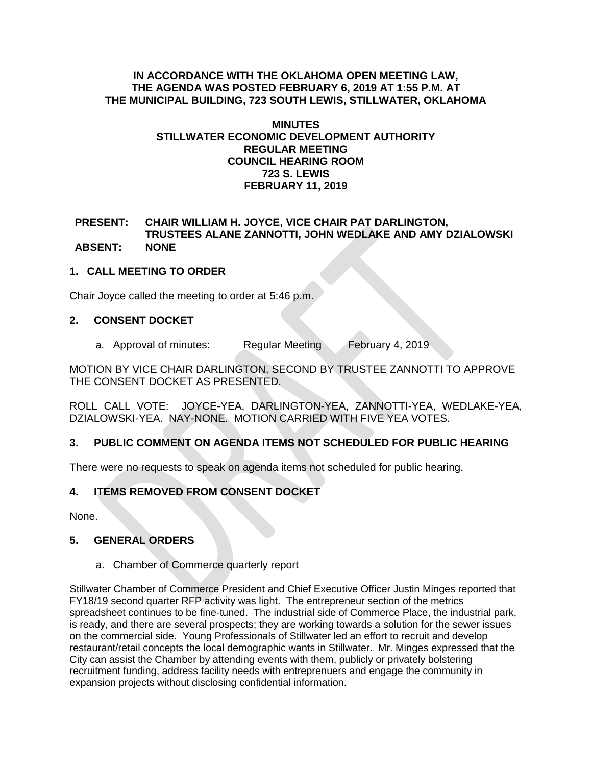**IN ACCORDANCE WITH THE OKLAHOMA OPEN MEETING LAW, THE AGENDA WAS POSTED FEBRUARY 6, 2019 AT 1:55 P.M. AT THE MUNICIPAL BUILDING, 723 SOUTH LEWIS, STILLWATER, OKLAHOMA**

# MINUTES
## STILLWATER ECONOMIC DEVELOPMENT AUTHORITY
## REGULAR MEETING
## COUNCIL HEARING ROOM
## 723 S. LEWIS
## FEBRUARY 11, 2019

**PRESENT:** **CHAIR WILLIAM H. JOYCE, VICE CHAIR PAT DARLINGTON, TRUSTEES ALANE ZANNOTTI, JOHN WEDLAKE AND AMY DZIALOWSKI**
**ABSENT:** **NONE**

### 1. CALL MEETING TO ORDER

Chair Joyce called the meeting to order at 5:46 p.m.

### 2. CONSENT DOCKET

a. Approval of minutes: Regular Meeting February 4, 2019

MOTION BY VICE CHAIR DARLINGTON, SECOND BY TRUSTEE ZANNOTTI TO APPROVE THE CONSENT DOCKET AS PRESENTED.

ROLL CALL VOTE: JOYCE-YEA, DARLINGTON-YEA, ZANNOTTI-YEA, WEDLAKE-YEA, DZIALOWSKI-YEA. NAY-NONE. MOTION CARRIED WITH FIVE YEA VOTES.

### 3. PUBLIC COMMENT ON AGENDA ITEMS NOT SCHEDULED FOR PUBLIC HEARING

There were no requests to speak on agenda items not scheduled for public hearing.

### 4. ITEMS REMOVED FROM CONSENT DOCKET

None.

### 5. GENERAL ORDERS

a. Chamber of Commerce quarterly report

Stillwater Chamber of Commerce President and Chief Executive Officer Justin Minges reported that FY18/19 second quarter RFP activity was light. The entrepreneur section of the metrics spreadsheet continues to be fine-tuned. The industrial side of Commerce Place, the industrial park, is ready, and there are several prospects; they are working towards a solution for the sewer issues on the commercial side. Young Professionals of Stillwater led an effort to recruit and develop restaurant/retail concepts the local demographic wants in Stillwater. Mr. Minges expressed that the City can assist the Chamber by attending events with them, publicly or privately bolstering recruitment funding, address facility needs with entreprenuers and engage the community in expansion projects without disclosing confidential information.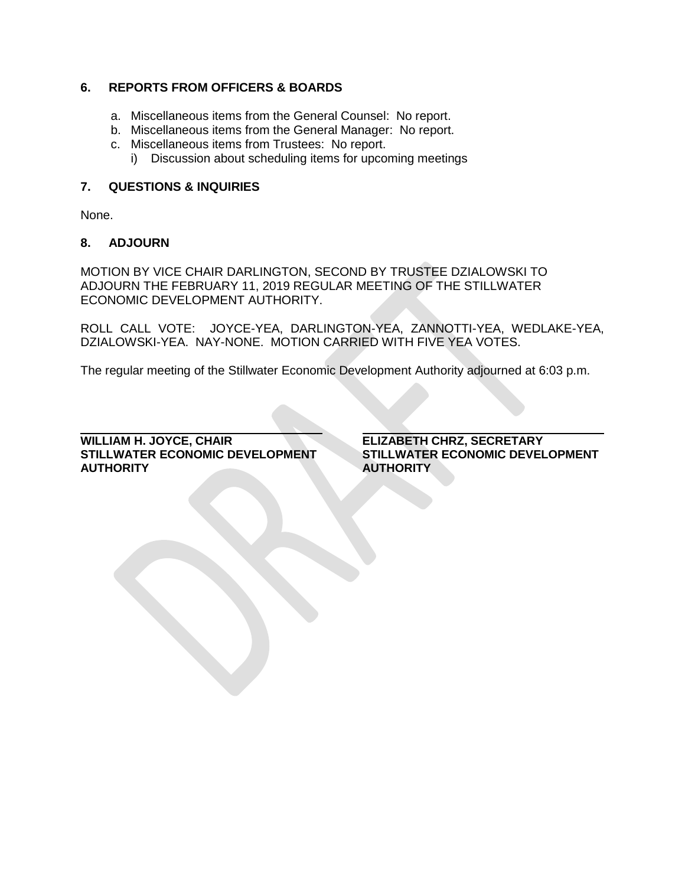## 6. REPORTS FROM OFFICERS & BOARDS

a. Miscellaneous items from the General Counsel: No report.
b. Miscellaneous items from the General Manager: No report.
c. Miscellaneous items from Trustees: No report.
    i) Discussion about scheduling items for upcoming meetings

## 7. QUESTIONS & INQUIRIES

None.

## 8. ADJOURN

MOTION BY VICE CHAIR DARLINGTON, SECOND BY TRUSTEE DZIALOWSKI TO ADJOURN THE FEBRUARY 11, 2019 REGULAR MEETING OF THE STILLWATER ECONOMIC DEVELOPMENT AUTHORITY.

ROLL CALL VOTE: JOYCE-YEA, DARLINGTON-YEA, ZANNOTTI-YEA, WEDLAKE-YEA, DZIALOWSKI-YEA. NAY-NONE. MOTION CARRIED WITH FIVE YEA VOTES.

The regular meeting of the Stillwater Economic Development Authority adjourned at 6:03 p.m.

**WILLIAM H. JOYCE, CHAIR**
**STILLWATER ECONOMIC DEVELOPMENT AUTHORITY**

**ELIZABETH CHRZ, SECRETARY**
**STILLWATER ECONOMIC DEVELOPMENT AUTHORITY**

DRAFT